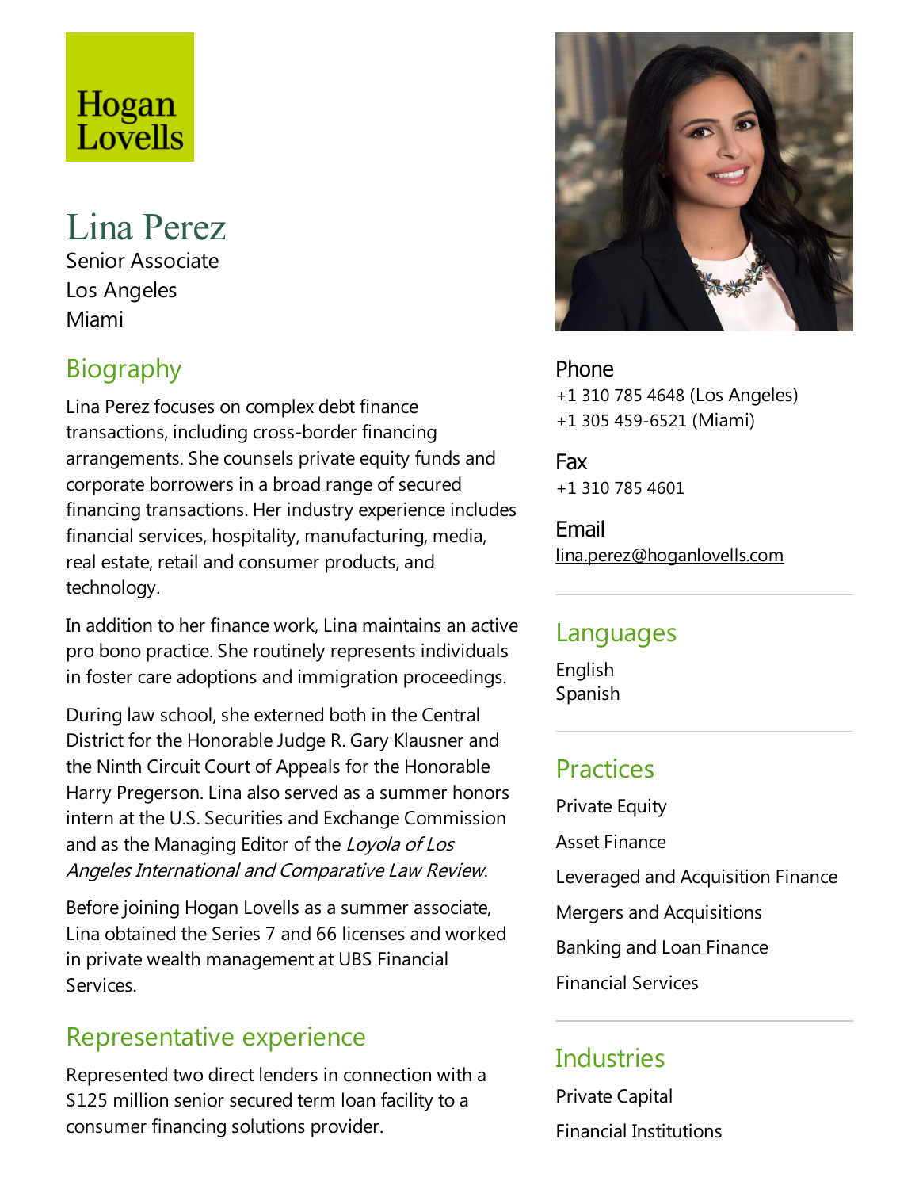Hogan Lovells

# Lina Perez

Senior Associate
Los Angeles
Miami

## Biography

Lina Perez focuses on complex debt finance transactions, including cross-border financing arrangements. She counsels private equity funds and corporate borrowers in a broad range of secured financing transactions. Her industry experience includes financial services, hospitality, manufacturing, media, real estate, retail and consumer products, and technology.

In addition to her finance work, Lina maintains an active pro bono practice. She routinely represents individuals in foster care adoptions and immigration proceedings.

During law school, she externed both in the Central District for the Honorable Judge R. Gary Klausner and the Ninth Circuit Court of Appeals for the Honorable Harry Pregerson. Lina also served as a summer honors intern at the U.S. Securities and Exchange Commission and as the Managing Editor of the *Loyola of Los Angeles International and Comparative Law Review*.

Before joining Hogan Lovells as a summer associate, Lina obtained the Series 7 and 66 licenses and worked in private wealth management at UBS Financial Services.

## Representative experience

Represented two direct lenders in connection with a $125 million senior secured term loan facility to a consumer financing solutions provider.

**Phone**
+1 310 785 4648 (Los Angeles)
+1 305 459-6521 (Miami)

**Fax**
+1 310 785 4601

**Email**
lina.perez@hoganlovells.com

## Languages

English
Spanish

## Practices

Private Equity

Asset Finance

Leveraged and Acquisition Finance

Mergers and Acquisitions

Banking and Loan Finance

Financial Services

## Industries

Private Capital

Financial Institutions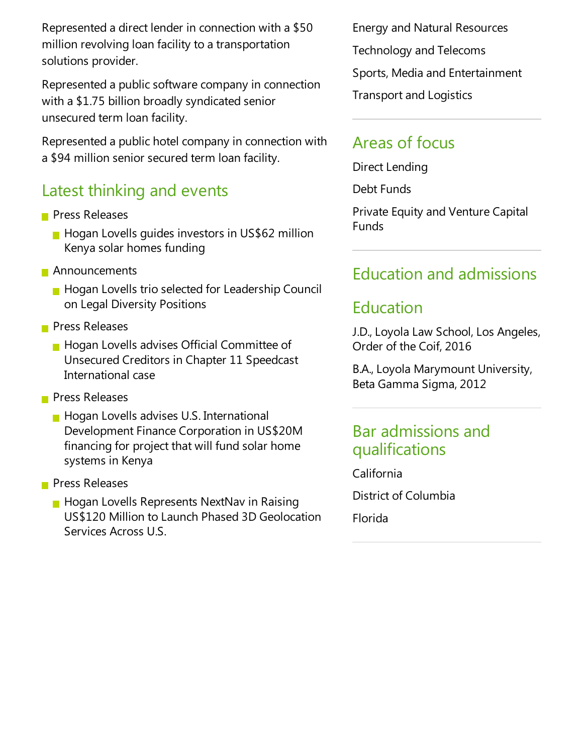Represented a direct lender in connection with a $50 million revolving loan facility to a transportation solutions provider.

Represented a public software company in connection with a $1.75 billion broadly syndicated senior unsecured term loan facility.

Represented a public hotel company in connection with a $94 million senior secured term loan facility.

## Latest thinking and events

- Press Releases
  - Hogan Lovells guides investors in US$62 million Kenya solar homes funding
- Announcements
  - Hogan Lovells trio selected for Leadership Council on Legal Diversity Positions
- Press Releases
  - Hogan Lovells advises Official Committee of Unsecured Creditors in Chapter 11 Speedcast International case
- Press Releases
  - Hogan Lovells advises U.S. International Development Finance Corporation in US$20M financing for project that will fund solar home systems in Kenya
- Press Releases
  - Hogan Lovells Represents NextNav in Raising US$120 Million to Launch Phased 3D Geolocation Services Across U.S.

Energy and Natural Resources

Technology and Telecoms

Sports, Media and Entertainment

Transport and Logistics

## Areas of focus

Direct Lending

Debt Funds

Private Equity and Venture Capital Funds

## Education and admissions

## Education

J.D., Loyola Law School, Los Angeles, Order of the Coif, 2016

B.A., Loyola Marymount University, Beta Gamma Sigma, 2012

## Bar admissions and qualifications

California

District of Columbia

Florida